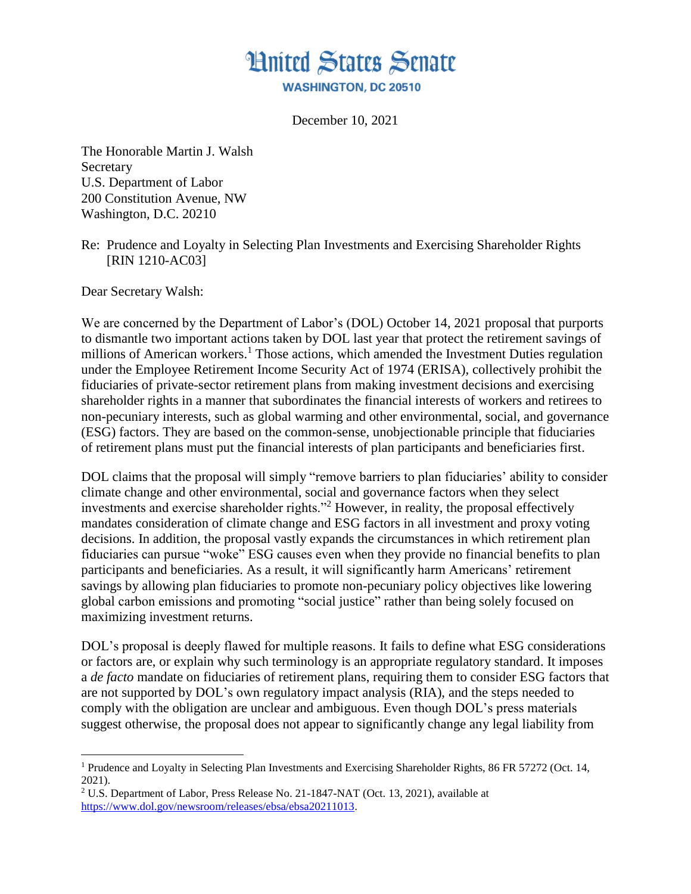# United States Senate

**WASHINGTON, DC 20510**

December 10, 2021

The Honorable Martin J. Walsh
Secretary
U.S. Department of Labor
200 Constitution Avenue, NW
Washington, D.C. 20210

Re: Prudence and Loyalty in Selecting Plan Investments and Exercising Shareholder Rights [RIN 1210-AC03]

Dear Secretary Walsh:

We are concerned by the Department of Labor's (DOL) October 14, 2021 proposal that purports to dismantle two important actions taken by DOL last year that protect the retirement savings of millions of American workers.[1] Those actions, which amended the Investment Duties regulation under the Employee Retirement Income Security Act of 1974 (ERISA), collectively prohibit the fiduciaries of private-sector retirement plans from making investment decisions and exercising shareholder rights in a manner that subordinates the financial interests of workers and retirees to non-pecuniary interests, such as global warming and other environmental, social, and governance (ESG) factors. They are based on the common-sense, unobjectionable principle that fiduciaries of retirement plans must put the financial interests of plan participants and beneficiaries first.

DOL claims that the proposal will simply "remove barriers to plan fiduciaries' ability to consider climate change and other environmental, social and governance factors when they select investments and exercise shareholder rights."[2] However, in reality, the proposal effectively mandates consideration of climate change and ESG factors in all investment and proxy voting decisions. In addition, the proposal vastly expands the circumstances in which retirement plan fiduciaries can pursue "woke" ESG causes even when they provide no financial benefits to plan participants and beneficiaries. As a result, it will significantly harm Americans' retirement savings by allowing plan fiduciaries to promote non-pecuniary policy objectives like lowering global carbon emissions and promoting "social justice" rather than being solely focused on maximizing investment returns.

DOL's proposal is deeply flawed for multiple reasons. It fails to define what ESG considerations or factors are, or explain why such terminology is an appropriate regulatory standard. It imposes a *de facto* mandate on fiduciaries of retirement plans, requiring them to consider ESG factors that are not supported by DOL's own regulatory impact analysis (RIA), and the steps needed to comply with the obligation are unclear and ambiguous. Even though DOL's press materials suggest otherwise, the proposal does not appear to significantly change any legal liability from

---

[1] Prudence and Loyalty in Selecting Plan Investments and Exercising Shareholder Rights, 86 FR 57272 (Oct. 14, 2021).

[2] U.S. Department of Labor, Press Release No. 21-1847-NAT (Oct. 13, 2021), available at https://www.dol.gov/newsroom/releases/ebsa/ebsa20211013.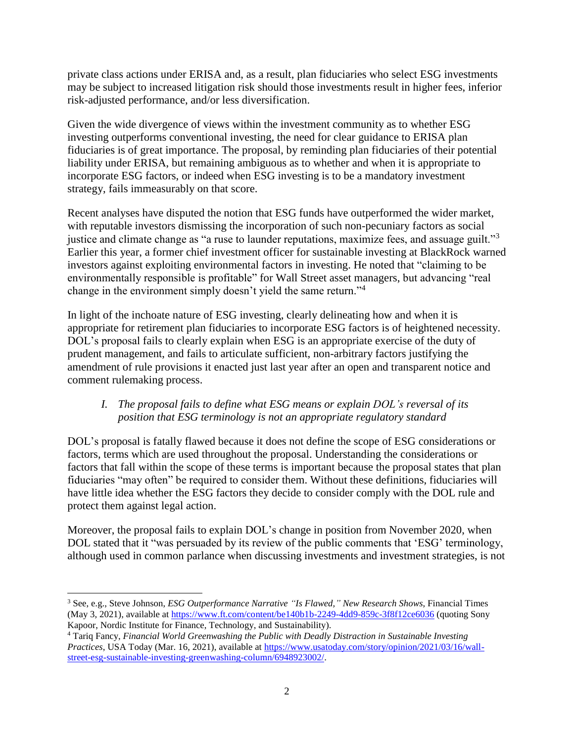private class actions under ERISA and, as a result, plan fiduciaries who select ESG investments may be subject to increased litigation risk should those investments result in higher fees, inferior risk-adjusted performance, and/or less diversification.

Given the wide divergence of views within the investment community as to whether ESG investing outperforms conventional investing, the need for clear guidance to ERISA plan fiduciaries is of great importance. The proposal, by reminding plan fiduciaries of their potential liability under ERISA, but remaining ambiguous as to whether and when it is appropriate to incorporate ESG factors, or indeed when ESG investing is to be a mandatory investment strategy, fails immeasurably on that score.

Recent analyses have disputed the notion that ESG funds have outperformed the wider market, with reputable investors dismissing the incorporation of such non-pecuniary factors as social justice and climate change as "a ruse to launder reputations, maximize fees, and assuage guilt."[3] Earlier this year, a former chief investment officer for sustainable investing at BlackRock warned investors against exploiting environmental factors in investing. He noted that "claiming to be environmentally responsible is profitable" for Wall Street asset managers, but advancing "real change in the environment simply doesn't yield the same return."[4]

In light of the inchoate nature of ESG investing, clearly delineating how and when it is appropriate for retirement plan fiduciaries to incorporate ESG factors is of heightened necessity. DOL's proposal fails to clearly explain when ESG is an appropriate exercise of the duty of prudent management, and fails to articulate sufficient, non-arbitrary factors justifying the amendment of rule provisions it enacted just last year after an open and transparent notice and comment rulemaking process.

### *I. The proposal fails to define what ESG means or explain DOL's reversal of its position that ESG terminology is not an appropriate regulatory standard*

DOL's proposal is fatally flawed because it does not define the scope of ESG considerations or factors, terms which are used throughout the proposal. Understanding the considerations or factors that fall within the scope of these terms is important because the proposal states that plan fiduciaries "may often" be required to consider them. Without these definitions, fiduciaries will have little idea whether the ESG factors they decide to consider comply with the DOL rule and protect them against legal action.

Moreover, the proposal fails to explain DOL's change in position from November 2020, when DOL stated that it "was persuaded by its review of the public comments that 'ESG' terminology, although used in common parlance when discussing investments and investment strategies, is not

---

[3] See, e.g., Steve Johnson, *ESG Outperformance Narrative "Is Flawed," New Research Shows*, Financial Times (May 3, 2021), available at https://www.ft.com/content/be140b1b-2249-4dd9-859c-3f8f12ce6036 (quoting Sony Kapoor, Nordic Institute for Finance, Technology, and Sustainability).

[4] Tariq Fancy, *Financial World Greenwashing the Public with Deadly Distraction in Sustainable Investing Practices*, USA Today (Mar. 16, 2021), available at https://www.usatoday.com/story/opinion/2021/03/16/wall-street-esg-sustainable-investing-greenwashing-column/6948923002/.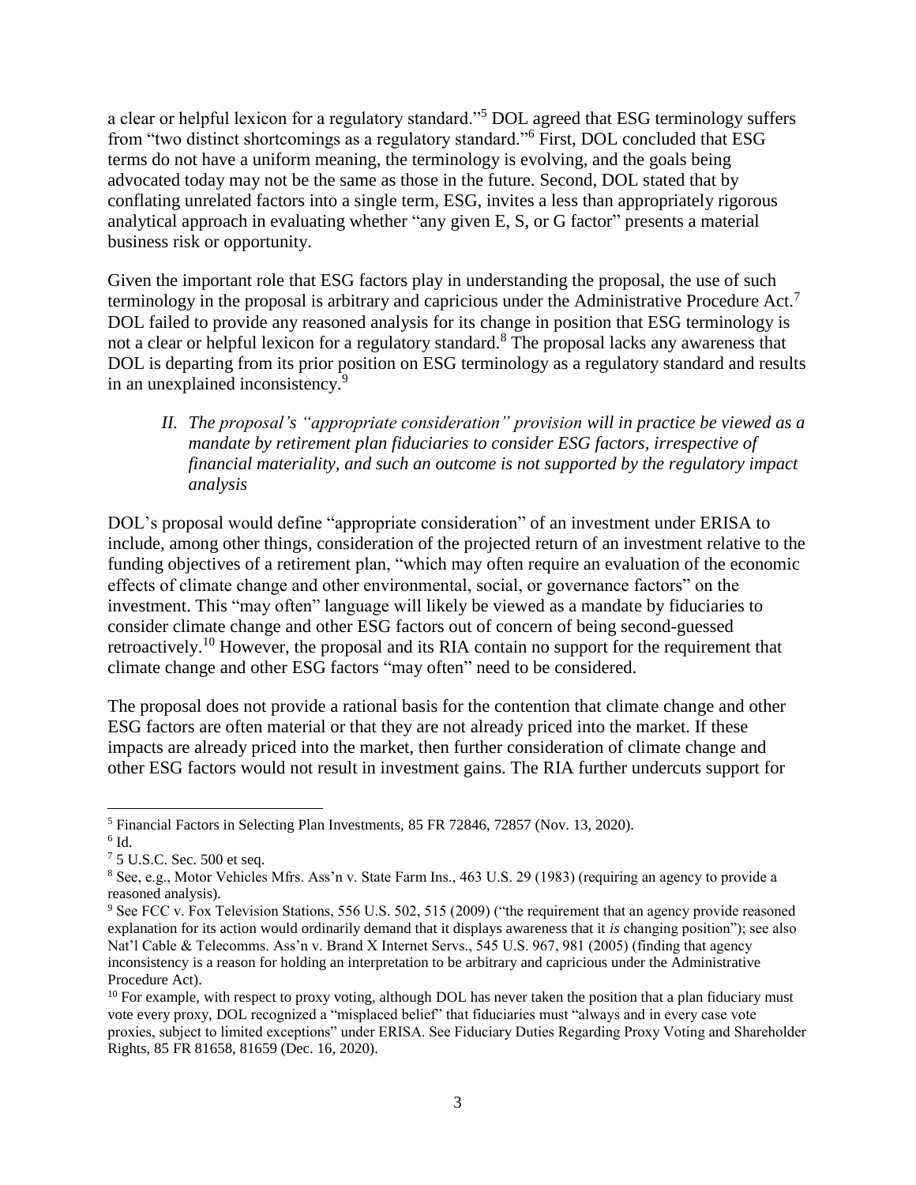a clear or helpful lexicon for a regulatory standard."[5] DOL agreed that ESG terminology suffers from "two distinct shortcomings as a regulatory standard."[6] First, DOL concluded that ESG terms do not have a uniform meaning, the terminology is evolving, and the goals being advocated today may not be the same as those in the future. Second, DOL stated that by conflating unrelated factors into a single term, ESG, invites a less than appropriately rigorous analytical approach in evaluating whether "any given E, S, or G factor" presents a material business risk or opportunity.

Given the important role that ESG factors play in understanding the proposal, the use of such terminology in the proposal is arbitrary and capricious under the Administrative Procedure Act.[7] DOL failed to provide any reasoned analysis for its change in position that ESG terminology is not a clear or helpful lexicon for a regulatory standard.[8] The proposal lacks any awareness that DOL is departing from its prior position on ESG terminology as a regulatory standard and results in an unexplained inconsistency.[9]

*II. The proposal's "appropriate consideration" provision will in practice be viewed as a mandate by retirement plan fiduciaries to consider ESG factors, irrespective of financial materiality, and such an outcome is not supported by the regulatory impact analysis*

DOL's proposal would define "appropriate consideration" of an investment under ERISA to include, among other things, consideration of the projected return of an investment relative to the funding objectives of a retirement plan, "which may often require an evaluation of the economic effects of climate change and other environmental, social, or governance factors" on the investment. This "may often" language will likely be viewed as a mandate by fiduciaries to consider climate change and other ESG factors out of concern of being second-guessed retroactively.[10] However, the proposal and its RIA contain no support for the requirement that climate change and other ESG factors "may often" need to be considered.

The proposal does not provide a rational basis for the contention that climate change and other ESG factors are often material or that they are not already priced into the market. If these impacts are already priced into the market, then further consideration of climate change and other ESG factors would not result in investment gains. The RIA further undercuts support for

---

[5] Financial Factors in Selecting Plan Investments, 85 FR 72846, 72857 (Nov. 13, 2020).

[6] Id.

[7] 5 U.S.C. Sec. 500 et seq.

[8] See, e.g., Motor Vehicles Mfrs. Ass'n v. State Farm Ins., 463 U.S. 29 (1983) (requiring an agency to provide a reasoned analysis).

[9] See FCC v. Fox Television Stations, 556 U.S. 502, 515 (2009) ("the requirement that an agency provide reasoned explanation for its action would ordinarily demand that it displays awareness that it *is* changing position"); see also Nat'l Cable & Telecomms. Ass'n v. Brand X Internet Servs., 545 U.S. 967, 981 (2005) (finding that agency inconsistency is a reason for holding an interpretation to be arbitrary and capricious under the Administrative Procedure Act).

[10] For example, with respect to proxy voting, although DOL has never taken the position that a plan fiduciary must vote every proxy, DOL recognized a "misplaced belief" that fiduciaries must "always and in every case vote proxies, subject to limited exceptions" under ERISA. See Fiduciary Duties Regarding Proxy Voting and Shareholder Rights, 85 FR 81658, 81659 (Dec. 16, 2020).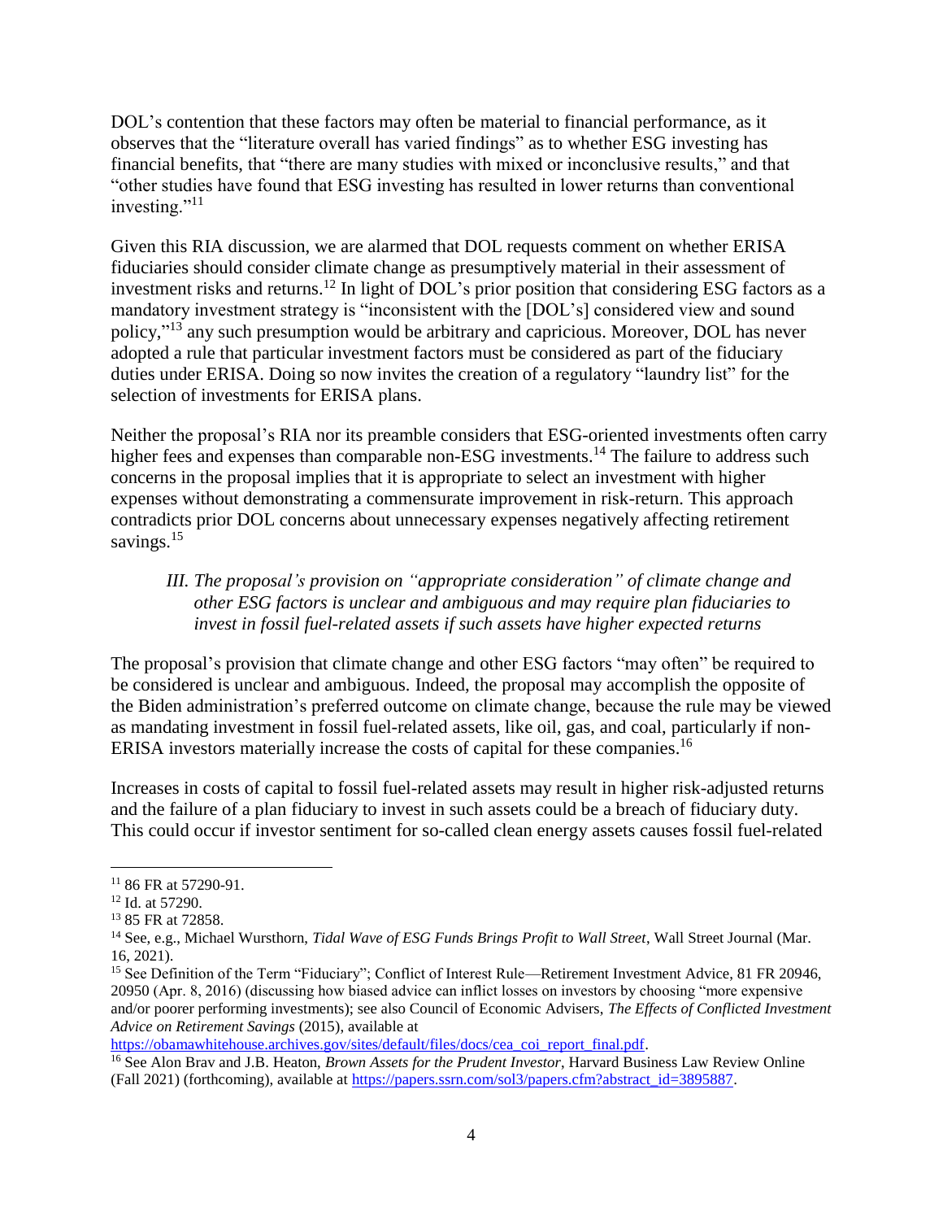DOL's contention that these factors may often be material to financial performance, as it observes that the "literature overall has varied findings" as to whether ESG investing has financial benefits, that "there are many studies with mixed or inconclusive results," and that "other studies have found that ESG investing has resulted in lower returns than conventional investing."[11]

Given this RIA discussion, we are alarmed that DOL requests comment on whether ERISA fiduciaries should consider climate change as presumptively material in their assessment of investment risks and returns.[12] In light of DOL's prior position that considering ESG factors as a mandatory investment strategy is "inconsistent with the [DOL's] considered view and sound policy,"[13] any such presumption would be arbitrary and capricious. Moreover, DOL has never adopted a rule that particular investment factors must be considered as part of the fiduciary duties under ERISA. Doing so now invites the creation of a regulatory "laundry list" for the selection of investments for ERISA plans.

Neither the proposal's RIA nor its preamble considers that ESG-oriented investments often carry higher fees and expenses than comparable non-ESG investments.[14] The failure to address such concerns in the proposal implies that it is appropriate to select an investment with higher expenses without demonstrating a commensurate improvement in risk-return. This approach contradicts prior DOL concerns about unnecessary expenses negatively affecting retirement savings.[15]

### *III. The proposal's provision on "appropriate consideration" of climate change and other ESG factors is unclear and ambiguous and may require plan fiduciaries to invest in fossil fuel-related assets if such assets have higher expected returns*

The proposal's provision that climate change and other ESG factors "may often" be required to be considered is unclear and ambiguous. Indeed, the proposal may accomplish the opposite of the Biden administration's preferred outcome on climate change, because the rule may be viewed as mandating investment in fossil fuel-related assets, like oil, gas, and coal, particularly if non-ERISA investors materially increase the costs of capital for these companies.[16]

Increases in costs of capital to fossil fuel-related assets may result in higher risk-adjusted returns and the failure of a plan fiduciary to invest in such assets could be a breach of fiduciary duty. This could occur if investor sentiment for so-called clean energy assets causes fossil fuel-related

---

[11] 86 FR at 57290-91.

[12] Id. at 57290.

[13] 85 FR at 72858.

[14] See, e.g., Michael Wursthorn, *Tidal Wave of ESG Funds Brings Profit to Wall Street*, Wall Street Journal (Mar. 16, 2021).

[15] See Definition of the Term "Fiduciary"; Conflict of Interest Rule—Retirement Investment Advice, 81 FR 20946, 20950 (Apr. 8, 2016) (discussing how biased advice can inflict losses on investors by choosing "more expensive and/or poorer performing investments); see also Council of Economic Advisers, *The Effects of Conflicted Investment Advice on Retirement Savings* (2015), available at https://obamawhitehouse.archives.gov/sites/default/files/docs/cea_coi_report_final.pdf.

[16] See Alon Brav and J.B. Heaton, *Brown Assets for the Prudent Investor*, Harvard Business Law Review Online (Fall 2021) (forthcoming), available at https://papers.ssrn.com/sol3/papers.cfm?abstract_id=3895887.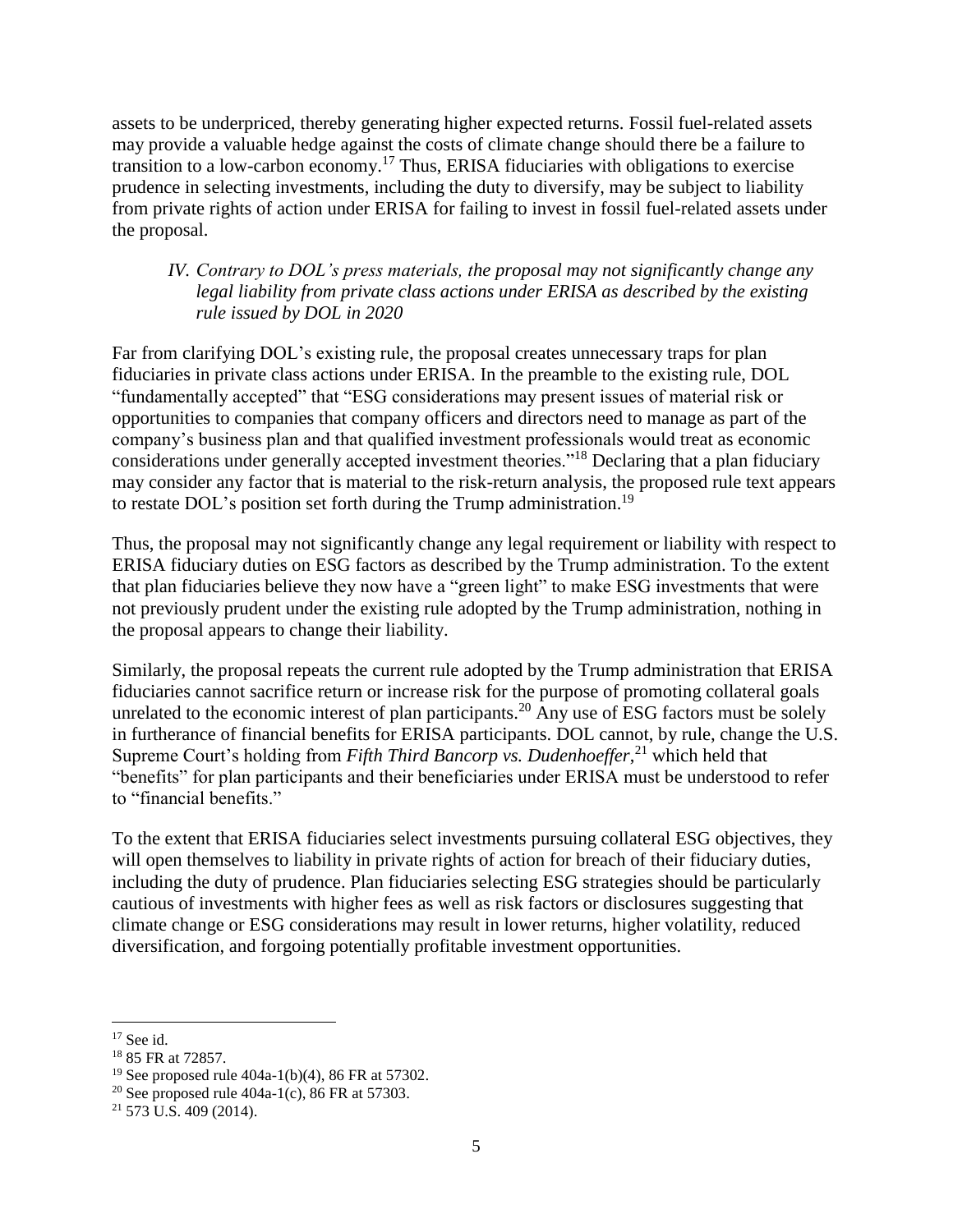assets to be underpriced, thereby generating higher expected returns. Fossil fuel-related assets may provide a valuable hedge against the costs of climate change should there be a failure to transition to a low-carbon economy.[17] Thus, ERISA fiduciaries with obligations to exercise prudence in selecting investments, including the duty to diversify, may be subject to liability from private rights of action under ERISA for failing to invest in fossil fuel-related assets under the proposal.

### *IV. Contrary to DOL's press materials, the proposal may not significantly change any legal liability from private class actions under ERISA as described by the existing rule issued by DOL in 2020*

Far from clarifying DOL's existing rule, the proposal creates unnecessary traps for plan fiduciaries in private class actions under ERISA. In the preamble to the existing rule, DOL "fundamentally accepted" that "ESG considerations may present issues of material risk or opportunities to companies that company officers and directors need to manage as part of the company's business plan and that qualified investment professionals would treat as economic considerations under generally accepted investment theories."[18] Declaring that a plan fiduciary may consider any factor that is material to the risk-return analysis, the proposed rule text appears to restate DOL's position set forth during the Trump administration.[19]

Thus, the proposal may not significantly change any legal requirement or liability with respect to ERISA fiduciary duties on ESG factors as described by the Trump administration. To the extent that plan fiduciaries believe they now have a "green light" to make ESG investments that were not previously prudent under the existing rule adopted by the Trump administration, nothing in the proposal appears to change their liability.

Similarly, the proposal repeats the current rule adopted by the Trump administration that ERISA fiduciaries cannot sacrifice return or increase risk for the purpose of promoting collateral goals unrelated to the economic interest of plan participants.[20] Any use of ESG factors must be solely in furtherance of financial benefits for ERISA participants. DOL cannot, by rule, change the U.S. Supreme Court's holding from *Fifth Third Bancorp vs. Dudenhoeffer*,[21] which held that "benefits" for plan participants and their beneficiaries under ERISA must be understood to refer to "financial benefits."

To the extent that ERISA fiduciaries select investments pursuing collateral ESG objectives, they will open themselves to liability in private rights of action for breach of their fiduciary duties, including the duty of prudence. Plan fiduciaries selecting ESG strategies should be particularly cautious of investments with higher fees as well as risk factors or disclosures suggesting that climate change or ESG considerations may result in lower returns, higher volatility, reduced diversification, and forgoing potentially profitable investment opportunities.

---

[17] See id.

[18] 85 FR at 72857.

[19] See proposed rule 404a-1(b)(4), 86 FR at 57302.

[20] See proposed rule 404a-1(c), 86 FR at 57303.

[21] 573 U.S. 409 (2014).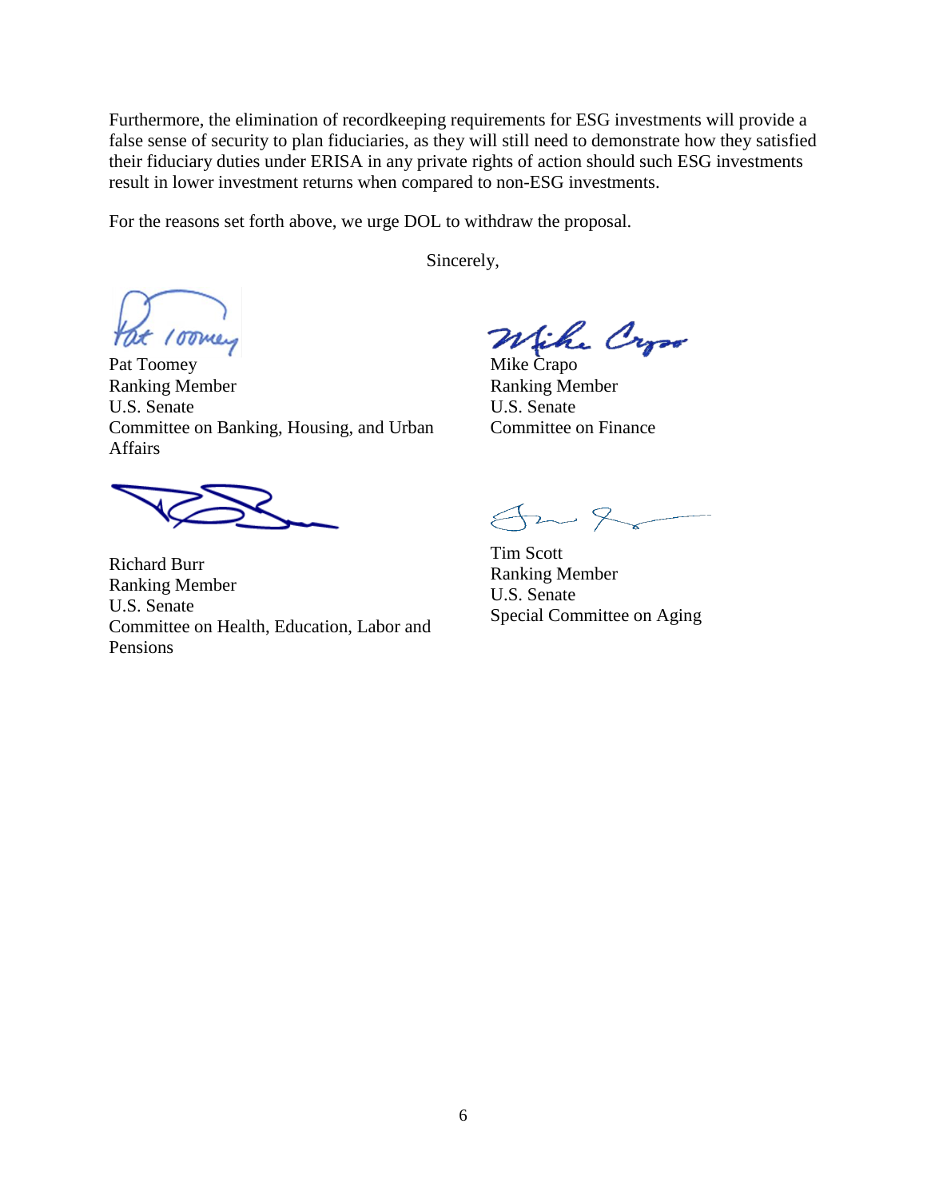Furthermore, the elimination of recordkeeping requirements for ESG investments will provide a false sense of security to plan fiduciaries, as they will still need to demonstrate how they satisfied their fiduciary duties under ERISA in any private rights of action should such ESG investments result in lower investment returns when compared to non-ESG investments.

For the reasons set forth above, we urge DOL to withdraw the proposal.

Sincerely,

Pat Toomey
Ranking Member
U.S. Senate
Committee on Banking, Housing, and Urban Affairs

Mike Crapo
Ranking Member
U.S. Senate
Committee on Finance

Richard Burr
Ranking Member
U.S. Senate
Committee on Health, Education, Labor and Pensions

Tim Scott
Ranking Member
U.S. Senate
Special Committee on Aging